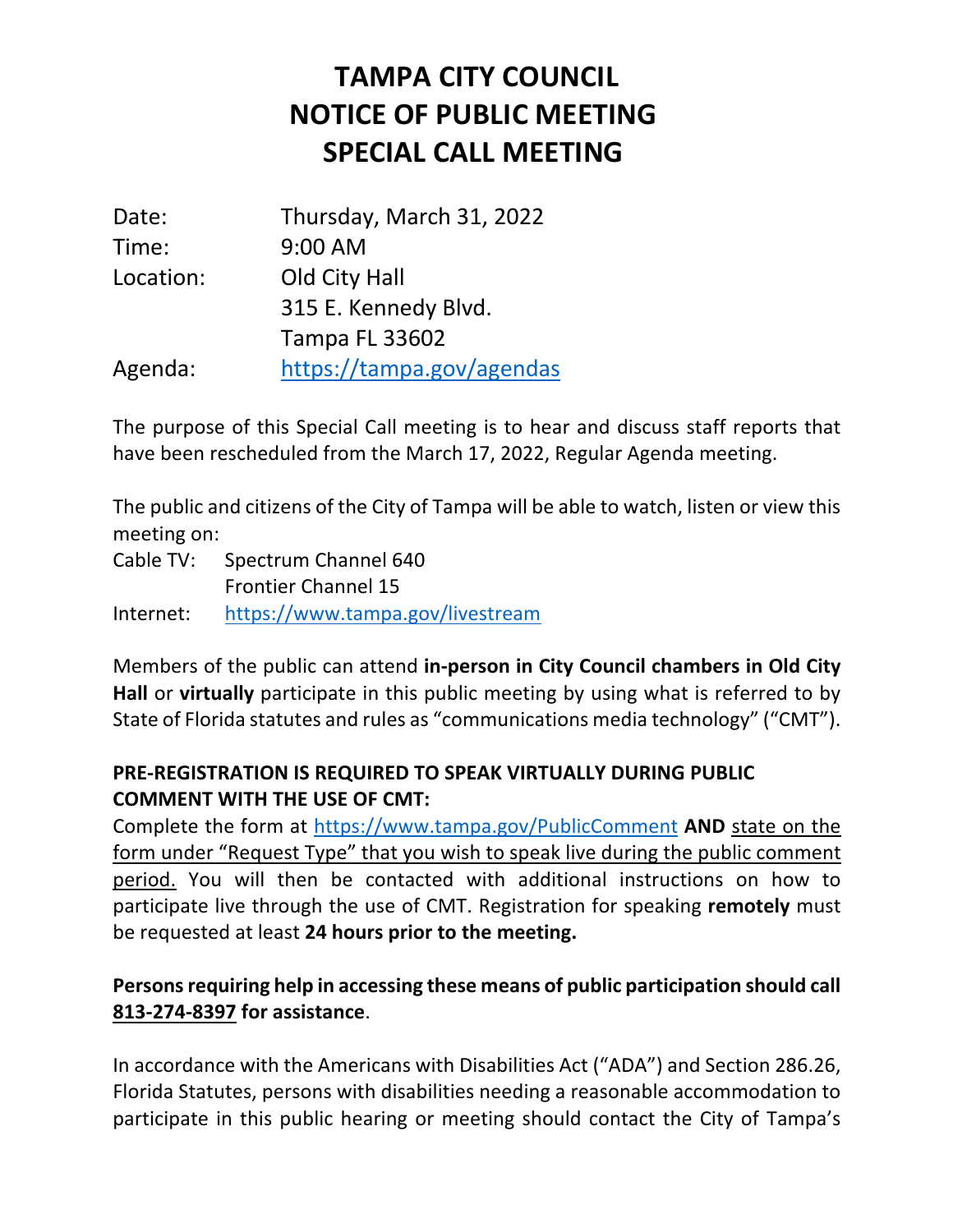# TAMPA CITY COUNCIL
# NOTICE OF PUBLIC MEETING
# SPECIAL CALL MEETING

| | |
|---|---|
| Date: | Thursday, March 31, 2022 |
| Time: | 9:00 AM |
| Location: | Old City Hall<br>315 E. Kennedy Blvd.<br>Tampa FL 33602 |
| Agenda: | https://tampa.gov/agendas |

The purpose of this Special Call meeting is to hear and discuss staff reports that have been rescheduled from the March 17, 2022, Regular Agenda meeting.

The public and citizens of the City of Tampa will be able to watch, listen or view this meeting on:

| | |
|---|---|
| Cable TV: | Spectrum Channel 640<br>Frontier Channel 15 |
| Internet: | https://www.tampa.gov/livestream |

Members of the public can attend **in-person in City Council chambers in Old City Hall** or **virtually** participate in this public meeting by using what is referred to by State of Florida statutes and rules as "communications media technology" ("CMT").

**PRE-REGISTRATION IS REQUIRED TO SPEAK VIRTUALLY DURING PUBLIC COMMENT WITH THE USE OF CMT:**
Complete the form at https://www.tampa.gov/PublicComment **AND** state on the form under "Request Type" that you wish to speak live during the public comment period. You will then be contacted with additional instructions on how to participate live through the use of CMT. Registration for speaking **remotely** must be requested at least **24 hours prior to the meeting.**

**Persons requiring help in accessing these means of public participation should call 813-274-8397 for assistance**.

In accordance with the Americans with Disabilities Act ("ADA") and Section 286.26, Florida Statutes, persons with disabilities needing a reasonable accommodation to participate in this public hearing or meeting should contact the City of Tampa's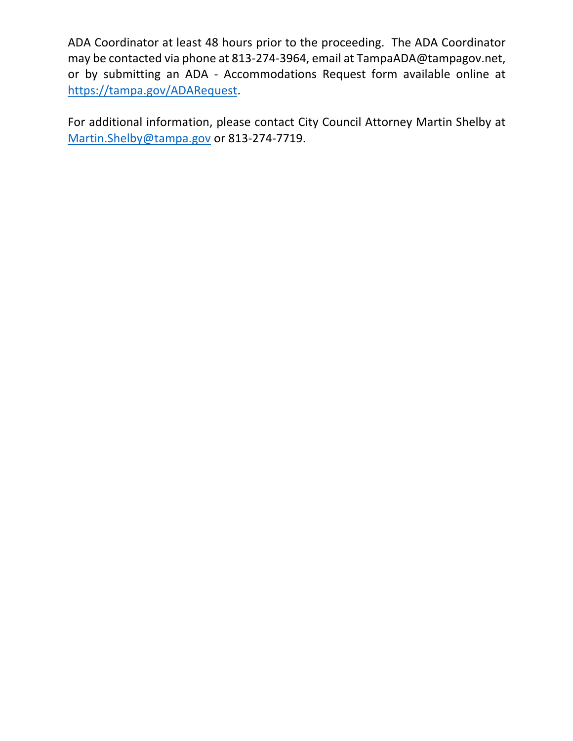ADA Coordinator at least 48 hours prior to the proceeding. The ADA Coordinator may be contacted via phone at 813-274-3964, email at TampaADA@tampagov.net, or by submitting an ADA - Accommodations Request form available online at [https://tampa.gov/ADARequest](https://tampa.gov/ADARequest).

For additional information, please contact City Council Attorney Martin Shelby at [Martin.Shelby@tampa.gov](mailto:Martin.Shelby@tampa.gov) or 813-274-7719.